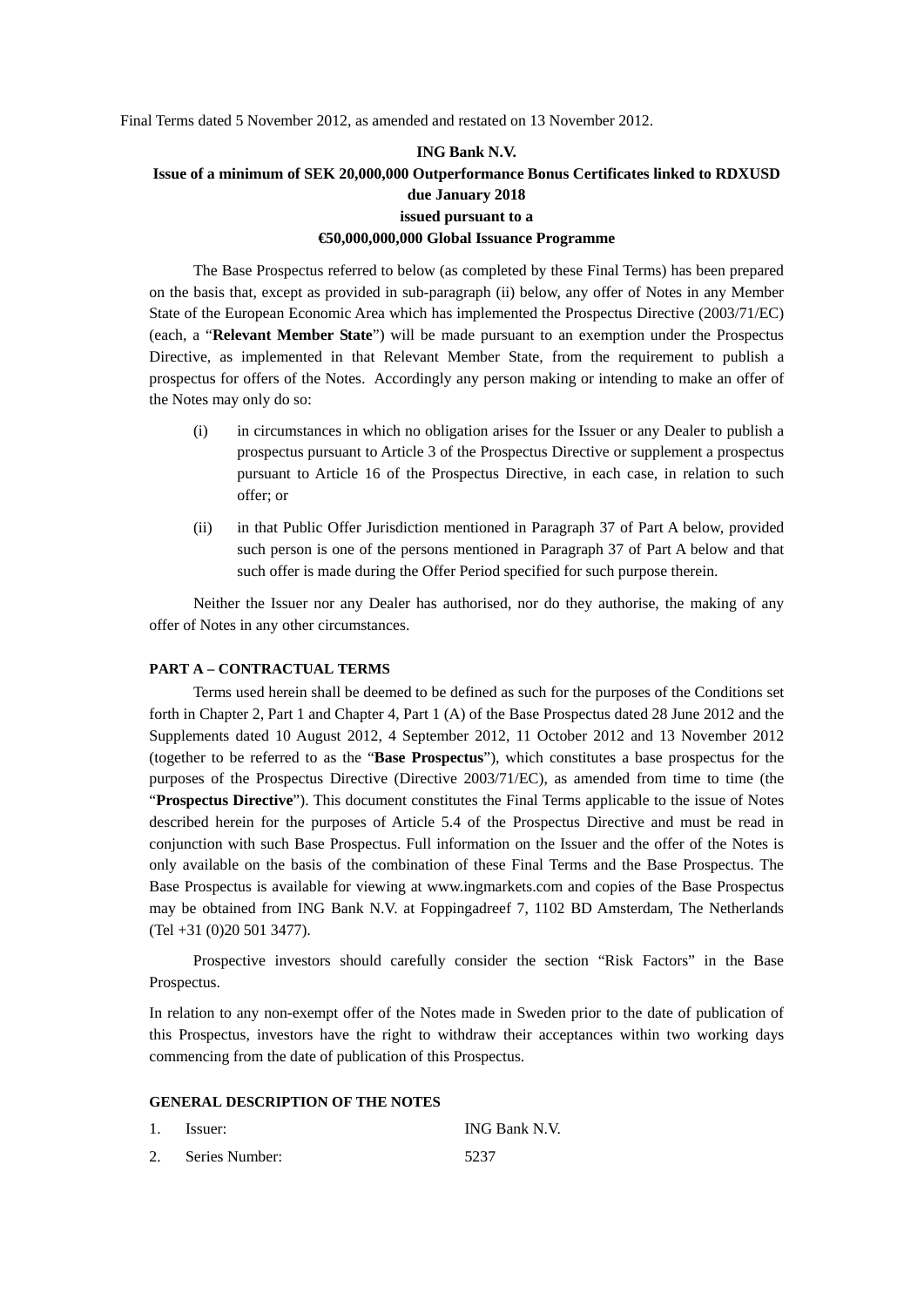Final Terms dated 5 November 2012, as amended and restated on 13 November 2012.

**ING Bank N.V.**

**Issue of a minimum of SEK 20,000,000 Outperformance Bonus Certificates linked to RDXUSD due January 2018**

**issued pursuant to a**

**€50,000,000,000 Global Issuance Programme**

The Base Prospectus referred to below (as completed by these Final Terms) has been prepared on the basis that, except as provided in sub-paragraph (ii) below, any offer of Notes in any Member State of the European Economic Area which has implemented the Prospectus Directive (2003/71/EC) (each, a "**Relevant Member State**") will be made pursuant to an exemption under the Prospectus Directive, as implemented in that Relevant Member State, from the requirement to publish a prospectus for offers of the Notes. Accordingly any person making or intending to make an offer of the Notes may only do so:

(i) in circumstances in which no obligation arises for the Issuer or any Dealer to publish a prospectus pursuant to Article 3 of the Prospectus Directive or supplement a prospectus pursuant to Article 16 of the Prospectus Directive, in each case, in relation to such offer; or

(ii) in that Public Offer Jurisdiction mentioned in Paragraph 37 of Part A below, provided such person is one of the persons mentioned in Paragraph 37 of Part A below and that such offer is made during the Offer Period specified for such purpose therein.

Neither the Issuer nor any Dealer has authorised, nor do they authorise, the making of any offer of Notes in any other circumstances.

**PART A – CONTRACTUAL TERMS**

Terms used herein shall be deemed to be defined as such for the purposes of the Conditions set forth in Chapter 2, Part 1 and Chapter 4, Part 1 (A) of the Base Prospectus dated 28 June 2012 and the Supplements dated 10 August 2012, 4 September 2012, 11 October 2012 and 13 November 2012 (together to be referred to as the "**Base Prospectus**"), which constitutes a base prospectus for the purposes of the Prospectus Directive (Directive 2003/71/EC), as amended from time to time (the "**Prospectus Directive**"). This document constitutes the Final Terms applicable to the issue of Notes described herein for the purposes of Article 5.4 of the Prospectus Directive and must be read in conjunction with such Base Prospectus. Full information on the Issuer and the offer of the Notes is only available on the basis of the combination of these Final Terms and the Base Prospectus. The Base Prospectus is available for viewing at www.ingmarkets.com and copies of the Base Prospectus may be obtained from ING Bank N.V. at Foppingadreef 7, 1102 BD Amsterdam, The Netherlands (Tel +31 (0)20 501 3477).

Prospective investors should carefully consider the section "Risk Factors" in the Base Prospectus.

In relation to any non-exempt offer of the Notes made in Sweden prior to the date of publication of this Prospectus, investors have the right to withdraw their acceptances within two working days commencing from the date of publication of this Prospectus.

**GENERAL DESCRIPTION OF THE NOTES**

| | | |
|---|---|---|
| 1. | Issuer: | ING Bank N.V. |
| 2. | Series Number: | 5237 |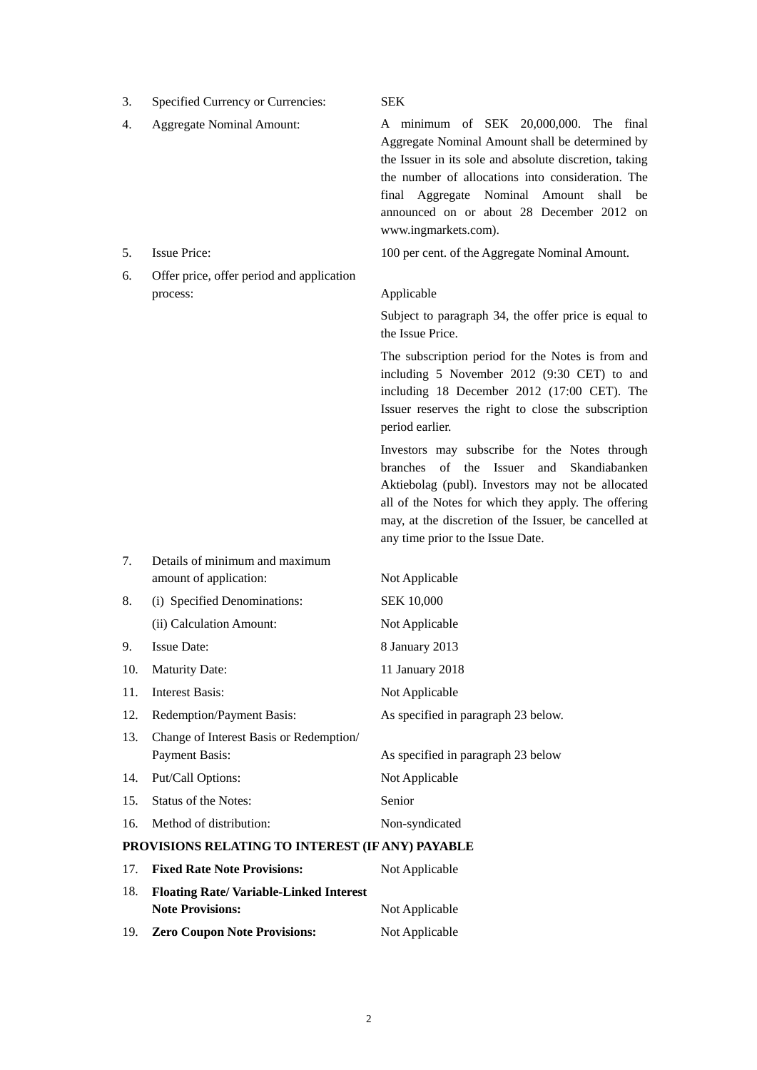| | | |
|---|---|---|
| 3. | Specified Currency or Currencies: | SEK |
| 4. | Aggregate Nominal Amount: | A minimum of SEK 20,000,000. The final Aggregate Nominal Amount shall be determined by the Issuer in its sole and absolute discretion, taking the number of allocations into consideration. The final Aggregate Nominal Amount shall be announced on or about 28 December 2012 on www.ingmarkets.com). |
| 5. | Issue Price: | 100 per cent. of the Aggregate Nominal Amount. |
| 6. | Offer price, offer period and application process: | Applicable<br><br>Subject to paragraph 34, the offer price is equal to the Issue Price.<br><br>The subscription period for the Notes is from and including 5 November 2012 (9:30 CET) to and including 18 December 2012 (17:00 CET). The Issuer reserves the right to close the subscription period earlier.<br><br>Investors may subscribe for the Notes through branches of the Issuer and Skandiabanken Aktiebolag (publ). Investors may not be allocated all of the Notes for which they apply. The offering may, at the discretion of the Issuer, be cancelled at any time prior to the Issue Date. |
| 7. | Details of minimum and maximum amount of application: | Not Applicable |
| 8. | (i) Specified Denominations: | SEK 10,000 |
| | (ii) Calculation Amount: | Not Applicable |
| 9. | Issue Date: | 8 January 2013 |
| 10. | Maturity Date: | 11 January 2018 |
| 11. | Interest Basis: | Not Applicable |
| 12. | Redemption/Payment Basis: | As specified in paragraph 23 below. |
| 13. | Change of Interest Basis or Redemption/ Payment Basis: | As specified in paragraph 23 below |
| 14. | Put/Call Options: | Not Applicable |
| 15. | Status of the Notes: | Senior |
| 16. | Method of distribution: | Non-syndicated |

**PROVISIONS RELATING TO INTEREST (IF ANY) PAYABLE**

| | | |
|---|---|---|
| 17. | **Fixed Rate Note Provisions:** | Not Applicable |
| 18. | **Floating Rate/ Variable-Linked Interest Note Provisions:** | Not Applicable |
| 19. | **Zero Coupon Note Provisions:** | Not Applicable |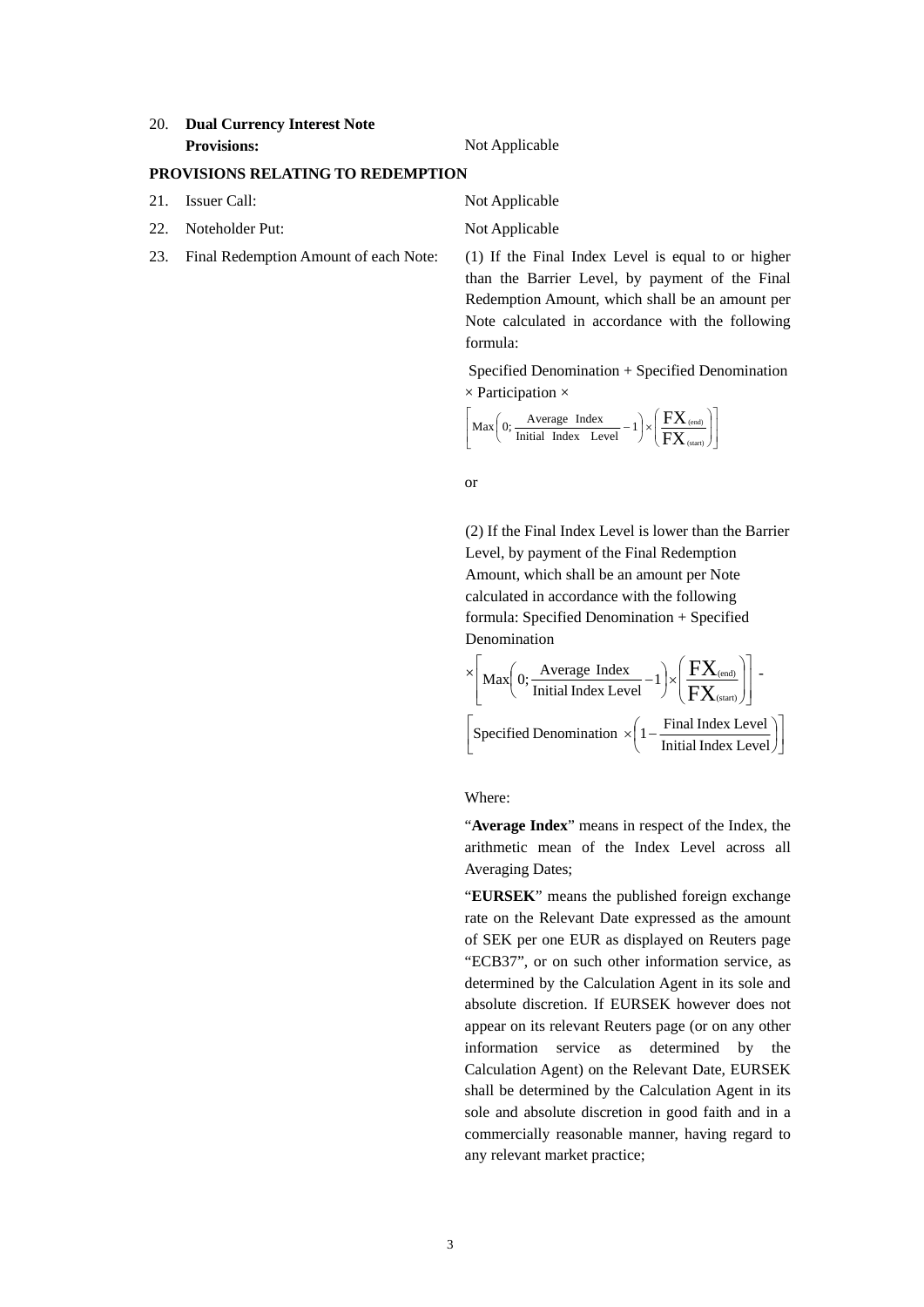20. **Dual Currency Interest Note Provisions:** Not Applicable

**PROVISIONS RELATING TO REDEMPTION**

21. Issuer Call: Not Applicable

22. Noteholder Put: Not Applicable

23. Final Redemption Amount of each Note: (1) If the Final Index Level is equal to or higher than the Barrier Level, by payment of the Final Redemption Amount, which shall be an amount per Note calculated in accordance with the following formula:

Specified Denomination + Specified Denomination × Participation ×

$$\left[\text{Max}\left(0; \frac{\text{Average Index}}{\text{Initial Index Level}} - 1\right) \times \left(\frac{\text{FX}_{(\text{end})}}{\text{FX}_{(\text{start})}}\right)\right]$$

or

(2) If the Final Index Level is lower than the Barrier Level, by payment of the Final Redemption Amount, which shall be an amount per Note calculated in accordance with the following formula: Specified Denomination + Specified Denomination

$$\times\left[\text{Max}\left(0; \frac{\text{Average Index}}{\text{Initial Index Level}} - 1\right) \times \left(\frac{\text{FX}_{(\text{end})}}{\text{FX}_{(\text{start})}}\right)\right] - \left[\text{Specified Denomination} \times \left(1 - \frac{\text{Final Index Level}}{\text{Initial Index Level}}\right)\right]$$

Where:

"**Average Index**" means in respect of the Index, the arithmetic mean of the Index Level across all Averaging Dates;

"**EURSEK**" means the published foreign exchange rate on the Relevant Date expressed as the amount of SEK per one EUR as displayed on Reuters page "ECB37", or on such other information service, as determined by the Calculation Agent in its sole and absolute discretion. If EURSEK however does not appear on its relevant Reuters page (or on any other information service as determined by the Calculation Agent) on the Relevant Date, EURSEK shall be determined by the Calculation Agent in its sole and absolute discretion in good faith and in a commercially reasonable manner, having regard to any relevant market practice;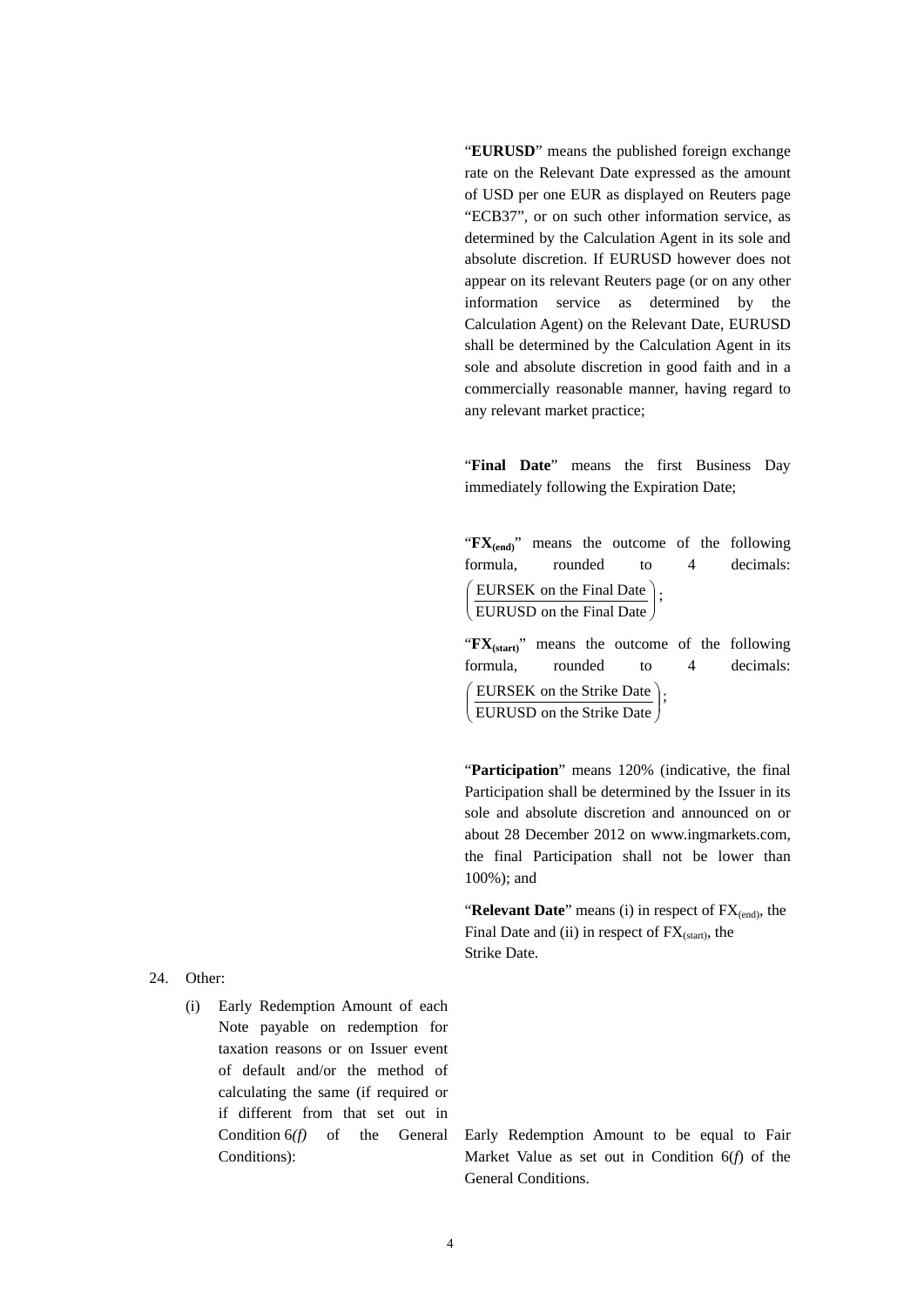"**EURUSD**" means the published foreign exchange rate on the Relevant Date expressed as the amount of USD per one EUR as displayed on Reuters page "ECB37", or on such other information service, as determined by the Calculation Agent in its sole and absolute discretion. If EURUSD however does not appear on its relevant Reuters page (or on any other information service as determined by the Calculation Agent) on the Relevant Date, EURUSD shall be determined by the Calculation Agent in its sole and absolute discretion in good faith and in a commercially reasonable manner, having regard to any relevant market practice;

"**Final Date**" means the first Business Day immediately following the Expiration Date;

"**$FX_{(end)}$**" means the outcome of the following formula, rounded to 4 decimals: $\left(\frac{\text{EURSEK on the Final Date}}{\text{EURUSD on the Final Date}}\right)$;

"**$FX_{(start)}$**" means the outcome of the following formula, rounded to 4 decimals: $\left(\frac{\text{EURSEK on the Strike Date}}{\text{EURUSD on the Strike Date}}\right)$;

"**Participation**" means 120% (indicative, the final Participation shall be determined by the Issuer in its sole and absolute discretion and announced on or about 28 December 2012 on www.ingmarkets.com, the final Participation shall not be lower than 100%); and

"**Relevant Date**" means (i) in respect of $FX_{(end)}$, the Final Date and (ii) in respect of $FX_{(start)}$, the Strike Date.

24. Other:

(i) Early Redemption Amount of each Note payable on redemption for taxation reasons or on Issuer event of default and/or the method of calculating the same (if required or if different from that set out in Condition 6*(f)* of the General Conditions): Early Redemption Amount to be equal to Fair Market Value as set out in Condition 6(*f*) of the General Conditions.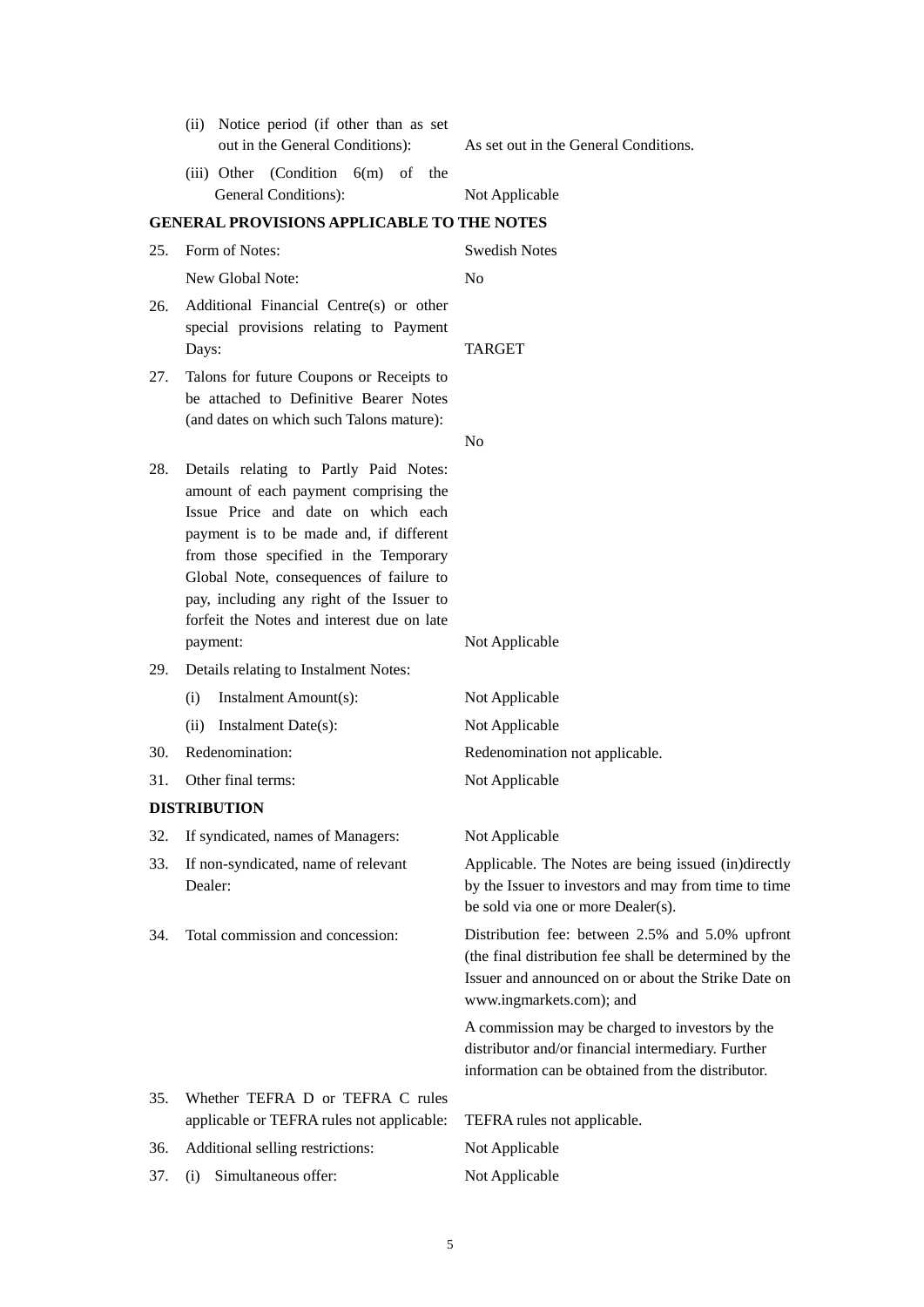| | | |
|---|---|---|
| | (ii) Notice period (if other than as set out in the General Conditions): | As set out in the General Conditions. |
| | (iii) Other (Condition 6(m) of the General Conditions): | Not Applicable |

**GENERAL PROVISIONS APPLICABLE TO THE NOTES**

| | | |
|---|---|---|
| 25. | Form of Notes: | Swedish Notes |
| | New Global Note: | No |
| 26. | Additional Financial Centre(s) or other special provisions relating to Payment Days: | TARGET |
| 27. | Talons for future Coupons or Receipts to be attached to Definitive Bearer Notes (and dates on which such Talons mature): | No |
| 28. | Details relating to Partly Paid Notes: amount of each payment comprising the Issue Price and date on which each payment is to be made and, if different from those specified in the Temporary Global Note, consequences of failure to pay, including any right of the Issuer to forfeit the Notes and interest due on late payment: | Not Applicable |
| 29. | Details relating to Instalment Notes: | |
| | (i) Instalment Amount(s): | Not Applicable |
| | (ii) Instalment Date(s): | Not Applicable |
| 30. | Redenomination: | Redenomination not applicable. |
| 31. | Other final terms: | Not Applicable |

**DISTRIBUTION**

| | | |
|---|---|---|
| 32. | If syndicated, names of Managers: | Not Applicable |
| 33. | If non-syndicated, name of relevant Dealer: | Applicable. The Notes are being issued (in)directly by the Issuer to investors and may from time to time be sold via one or more Dealer(s). |
| 34. | Total commission and concession: | Distribution fee: between 2.5% and 5.0% upfront (the final distribution fee shall be determined by the Issuer and announced on or about the Strike Date on www.ingmarkets.com); and<br><br>A commission may be charged to investors by the distributor and/or financial intermediary. Further information can be obtained from the distributor. |
| 35. | Whether TEFRA D or TEFRA C rules applicable or TEFRA rules not applicable: | TEFRA rules not applicable. |
| 36. | Additional selling restrictions: | Not Applicable |
| 37. | (i) Simultaneous offer: | Not Applicable |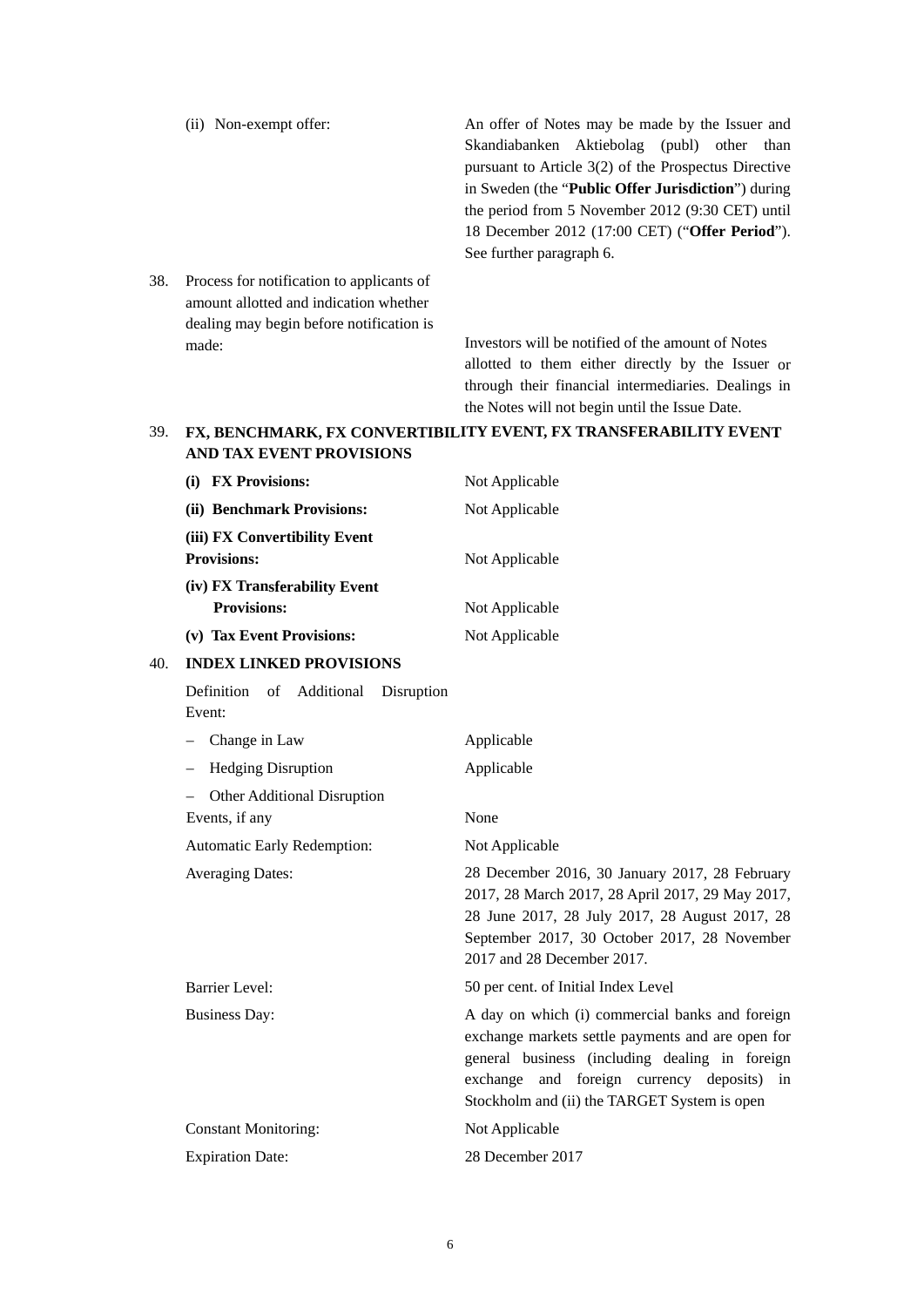| | | |
|---|---|---|
| | (ii) Non-exempt offer: | An offer of Notes may be made by the Issuer and Skandiabanken Aktiebolag (publ) other than pursuant to Article 3(2) of the Prospectus Directive in Sweden (the "**Public Offer Jurisdiction**") during the period from 5 November 2012 (9:30 CET) until 18 December 2012 (17:00 CET) ("**Offer Period**"). See further paragraph 6. |
| 38. | Process for notification to applicants of amount allotted and indication whether dealing may begin before notification is made: | Investors will be notified of the amount of Notes allotted to them either directly by the Issuer or through their financial intermediaries. Dealings in the Notes will not begin until the Issue Date. |

39. **FX, BENCHMARK, FX CONVERTIBILITY EVENT, FX TRANSFERABILITY EVENT AND TAX EVENT PROVISIONS**

| | |
|---|---|
| **(i) FX Provisions:** | Not Applicable |
| **(ii) Benchmark Provisions:** | Not Applicable |
| **(iii) FX Convertibility Event Provisions:** | Not Applicable |
| **(iv) FX Transferability Event Provisions:** | Not Applicable |
| **(v) Tax Event Provisions:** | Not Applicable |

40. **INDEX LINKED PROVISIONS**

| | |
|---|---|
| Definition of Additional Disruption Event: | |
| – Change in Law | Applicable |
| – Hedging Disruption | Applicable |
| – Other Additional Disruption Events, if any | None |
| Automatic Early Redemption: | Not Applicable |
| Averaging Dates: | 28 December 2016, 30 January 2017, 28 February 2017, 28 March 2017, 28 April 2017, 29 May 2017, 28 June 2017, 28 July 2017, 28 August 2017, 28 September 2017, 30 October 2017, 28 November 2017 and 28 December 2017. |
| Barrier Level: | 50 per cent. of Initial Index Level |
| Business Day: | A day on which (i) commercial banks and foreign exchange markets settle payments and are open for general business (including dealing in foreign exchange and foreign currency deposits) in Stockholm and (ii) the TARGET System is open |
| Constant Monitoring: | Not Applicable |
| Expiration Date: | 28 December 2017 |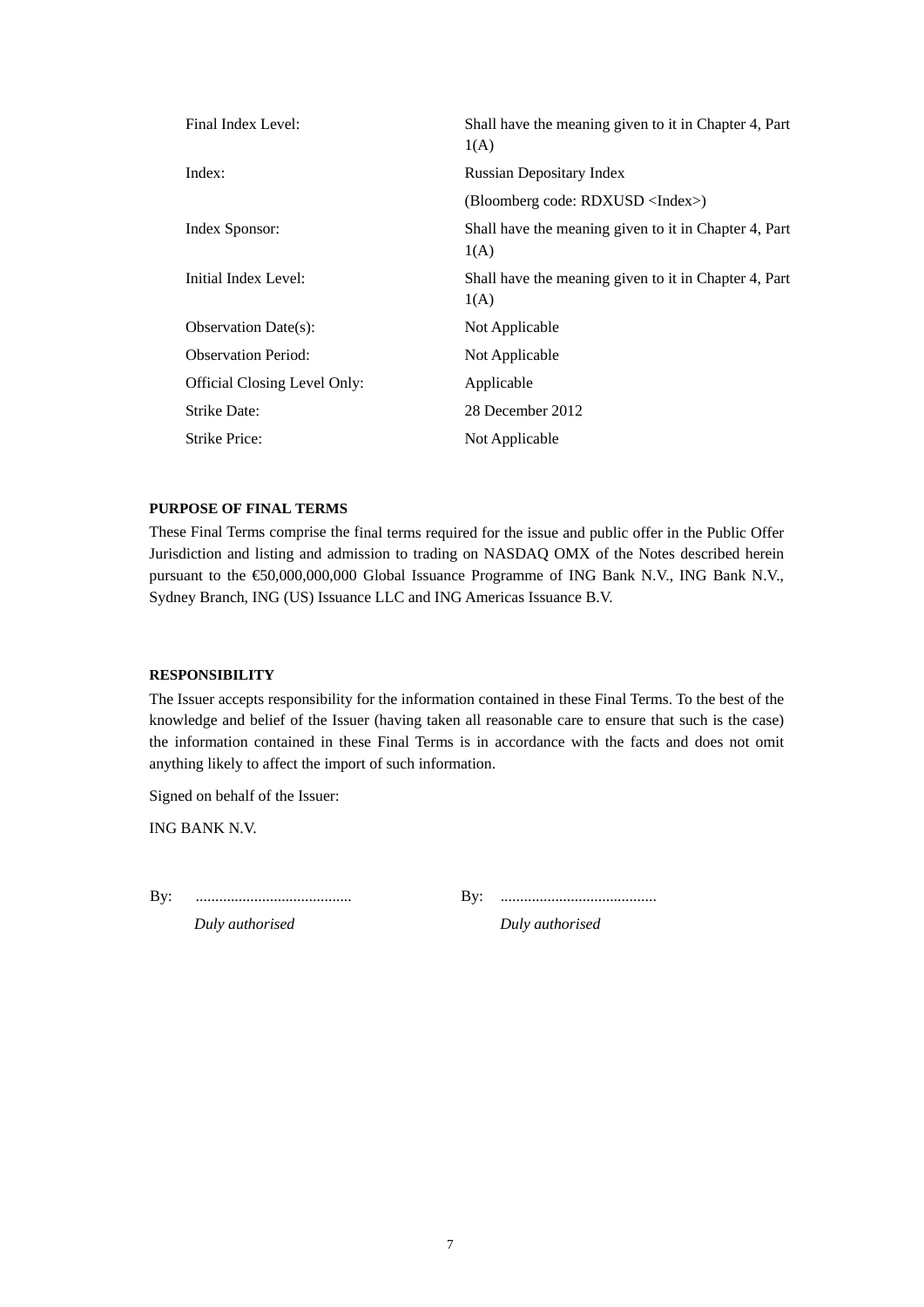| | |
|---|---|
| Final Index Level: | Shall have the meaning given to it in Chapter 4, Part 1(A) |
| Index: | Russian Depositary Index<br>(Bloomberg code: RDXUSD <Index>) |
| Index Sponsor: | Shall have the meaning given to it in Chapter 4, Part 1(A) |
| Initial Index Level: | Shall have the meaning given to it in Chapter 4, Part 1(A) |
| Observation Date(s): | Not Applicable |
| Observation Period: | Not Applicable |
| Official Closing Level Only: | Applicable |
| Strike Date: | 28 December 2012 |
| Strike Price: | Not Applicable |

**PURPOSE OF FINAL TERMS**

These Final Terms comprise the final terms required for the issue and public offer in the Public Offer Jurisdiction and listing and admission to trading on NASDAQ OMX of the Notes described herein pursuant to the €50,000,000,000 Global Issuance Programme of ING Bank N.V., ING Bank N.V., Sydney Branch, ING (US) Issuance LLC and ING Americas Issuance B.V.

**RESPONSIBILITY**

The Issuer accepts responsibility for the information contained in these Final Terms. To the best of the knowledge and belief of the Issuer (having taken all reasonable care to ensure that such is the case) the information contained in these Final Terms is in accordance with the facts and does not omit anything likely to affect the import of such information.

Signed on behalf of the Issuer:

ING BANK N.V.

By: ........................................ *Duly authorised*

By: ........................................ *Duly authorised*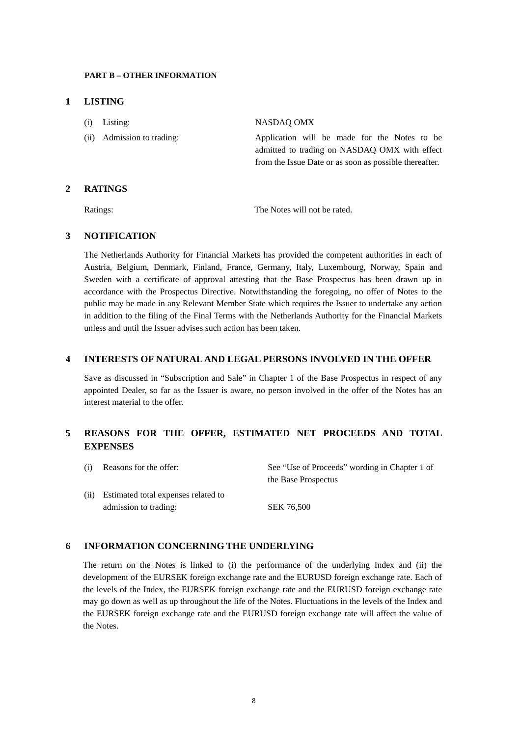**PART B – OTHER INFORMATION**

## 1 LISTING

| | |
|---|---|
| (i) Listing: | NASDAQ OMX |
| (ii) Admission to trading: | Application will be made for the Notes to be admitted to trading on NASDAQ OMX with effect from the Issue Date or as soon as possible thereafter. |

## 2 RATINGS

| | |
|---|---|
| Ratings: | The Notes will not be rated. |

## 3 NOTIFICATION

The Netherlands Authority for Financial Markets has provided the competent authorities in each of Austria, Belgium, Denmark, Finland, France, Germany, Italy, Luxembourg, Norway, Spain and Sweden with a certificate of approval attesting that the Base Prospectus has been drawn up in accordance with the Prospectus Directive. Notwithstanding the foregoing, no offer of Notes to the public may be made in any Relevant Member State which requires the Issuer to undertake any action in addition to the filing of the Final Terms with the Netherlands Authority for the Financial Markets unless and until the Issuer advises such action has been taken.

## 4 INTERESTS OF NATURAL AND LEGAL PERSONS INVOLVED IN THE OFFER

Save as discussed in "Subscription and Sale" in Chapter 1 of the Base Prospectus in respect of any appointed Dealer, so far as the Issuer is aware, no person involved in the offer of the Notes has an interest material to the offer.

## 5 REASONS FOR THE OFFER, ESTIMATED NET PROCEEDS AND TOTAL EXPENSES

| | |
|---|---|
| (i) Reasons for the offer: | See "Use of Proceeds" wording in Chapter 1 of the Base Prospectus |
| (ii) Estimated total expenses related to admission to trading: | SEK 76,500 |

## 6 INFORMATION CONCERNING THE UNDERLYING

The return on the Notes is linked to (i) the performance of the underlying Index and (ii) the development of the EURSEK foreign exchange rate and the EURUSD foreign exchange rate. Each of the levels of the Index, the EURSEK foreign exchange rate and the EURUSD foreign exchange rate may go down as well as up throughout the life of the Notes. Fluctuations in the levels of the Index and the EURSEK foreign exchange rate and the EURUSD foreign exchange rate will affect the value of the Notes.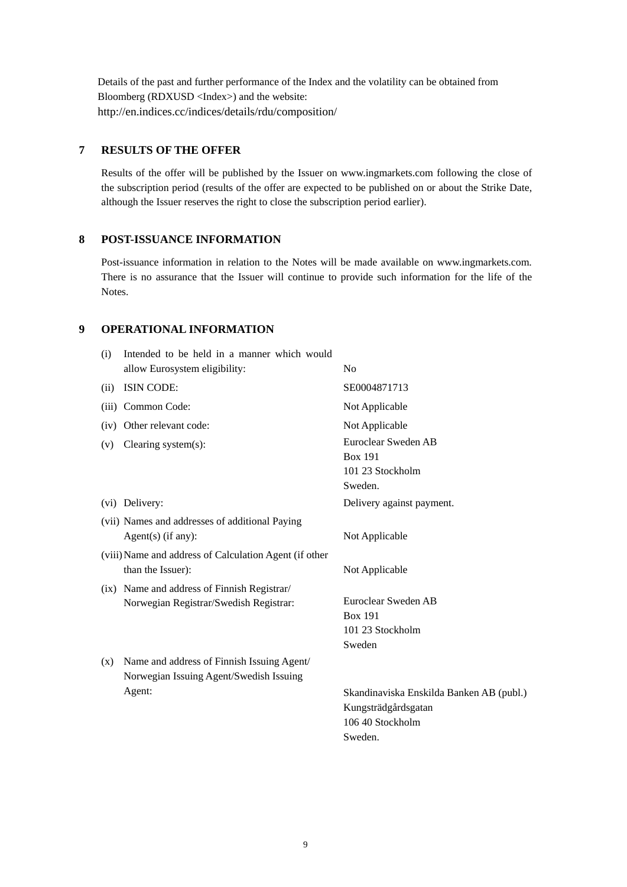Details of the past and further performance of the Index and the volatility can be obtained from Bloomberg (RDXUSD <Index>) and the website: http://en.indices.cc/indices/details/rdu/composition/

## 7 RESULTS OF THE OFFER

Results of the offer will be published by the Issuer on www.ingmarkets.com following the close of the subscription period (results of the offer are expected to be published on or about the Strike Date, although the Issuer reserves the right to close the subscription period earlier).

## 8 POST-ISSUANCE INFORMATION

Post-issuance information in relation to the Notes will be made available on www.ingmarkets.com. There is no assurance that the Issuer will continue to provide such information for the life of the Notes.

## 9 OPERATIONAL INFORMATION

| | | |
|---|---|---|
| (i) | Intended to be held in a manner which would allow Eurosystem eligibility: | No |
| (ii) | ISIN CODE: | SE0004871713 |
| (iii) | Common Code: | Not Applicable |
| (iv) | Other relevant code: | Not Applicable |
| (v) | Clearing system(s): | Euroclear Sweden AB<br>Box 191<br>101 23 Stockholm<br>Sweden. |
| (vi) | Delivery: | Delivery against payment. |
| (vii) | Names and addresses of additional Paying Agent(s) (if any): | Not Applicable |
| (viii) | Name and address of Calculation Agent (if other than the Issuer): | Not Applicable |
| (ix) | Name and address of Finnish Registrar/ Norwegian Registrar/Swedish Registrar: | Euroclear Sweden AB<br>Box 191<br>101 23 Stockholm<br>Sweden |
| (x) | Name and address of Finnish Issuing Agent/ Norwegian Issuing Agent/Swedish Issuing Agent: | Skandinaviska Enskilda Banken AB (publ.)<br>Kungsträdgårdsgatan<br>106 40 Stockholm<br>Sweden. |